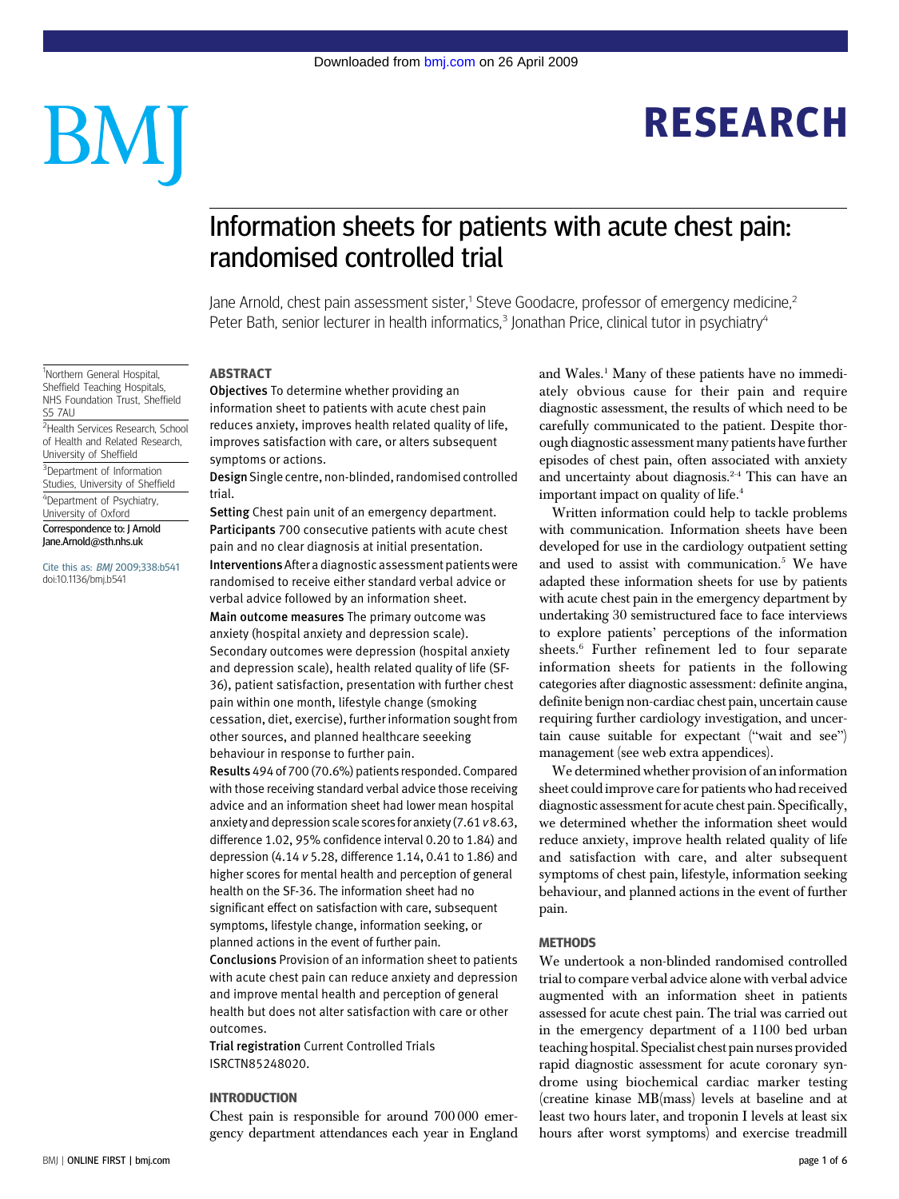# Information sheets for patients with acute chest pain: randomised controlled trial

Jane Arnold, chest pain assessment sister,[1] Steve Goodacre, professor of emergency medicine,[2] Peter Bath, senior lecturer in health informatics,[3] Jonathan Price, clinical tutor in psychiatry[4]

[1]Northern General Hospital, Sheffield Teaching Hospitals, NHS Foundation Trust, Sheffield S5 7AU

[2]Health Services Research, School of Health and Related Research, University of Sheffield

[3]Department of Information Studies, University of Sheffield

[4]Department of Psychiatry, University of Oxford

Correspondence to: J Arnold Jane.Arnold@sth.nhs.uk

Cite this as: *BMJ* 2009;338:b541 doi:10.1136/bmj.b541

## ABSTRACT

**Objectives** To determine whether providing an information sheet to patients with acute chest pain reduces anxiety, improves health related quality of life, improves satisfaction with care, or alters subsequent symptoms or actions.

**Design** Single centre, non-blinded, randomised controlled trial.

**Setting** Chest pain unit of an emergency department.

**Participants** 700 consecutive patients with acute chest pain and no clear diagnosis at initial presentation.

**Interventions** After a diagnostic assessment patients were randomised to receive either standard verbal advice or verbal advice followed by an information sheet.

**Main outcome measures** The primary outcome was anxiety (hospital anxiety and depression scale). Secondary outcomes were depression (hospital anxiety and depression scale), health related quality of life (SF-36), patient satisfaction, presentation with further chest pain within one month, lifestyle change (smoking cessation, diet, exercise), further information sought from other sources, and planned healthcare seeeking behaviour in response to further pain.

**Results** 494 of 700 (70.6%) patients responded. Compared with those receiving standard verbal advice those receiving advice and an information sheet had lower mean hospital anxiety and depression scale scores for anxiety (7.61 *v* 8.63, difference 1.02, 95% confidence interval 0.20 to 1.84) and depression (4.14 *v* 5.28, difference 1.14, 0.41 to 1.86) and higher scores for mental health and perception of general health on the SF-36. The information sheet had no significant effect on satisfaction with care, subsequent symptoms, lifestyle change, information seeking, or planned actions in the event of further pain.

**Conclusions** Provision of an information sheet to patients with acute chest pain can reduce anxiety and depression and improve mental health and perception of general health but does not alter satisfaction with care or other outcomes.

**Trial registration** Current Controlled Trials ISRCTN85248020.

## INTRODUCTION

Chest pain is responsible for around 700 000 emergency department attendances each year in England and Wales.[1] Many of these patients have no immediately obvious cause for their pain and require diagnostic assessment, the results of which need to be carefully communicated to the patient. Despite thorough diagnostic assessment many patients have further episodes of chest pain, often associated with anxiety and uncertainty about diagnosis.[2-4] This can have an important impact on quality of life.[4]

Written information could help to tackle problems with communication. Information sheets have been developed for use in the cardiology outpatient setting and used to assist with communication.[5] We have adapted these information sheets for use by patients with acute chest pain in the emergency department by undertaking 30 semistructured face to face interviews to explore patients' perceptions of the information sheets.[6] Further refinement led to four separate information sheets for patients in the following categories after diagnostic assessment: definite angina, definite benign non-cardiac chest pain, uncertain cause requiring further cardiology investigation, and uncertain cause suitable for expectant ("wait and see") management (see web extra appendices).

We determined whether provision of an information sheet could improve care for patients who had received diagnostic assessment for acute chest pain. Specifically, we determined whether the information sheet would reduce anxiety, improve health related quality of life and satisfaction with care, and alter subsequent symptoms of chest pain, lifestyle, information seeking behaviour, and planned actions in the event of further pain.

## METHODS

We undertook a non-blinded randomised controlled trial to compare verbal advice alone with verbal advice augmented with an information sheet in patients assessed for acute chest pain. The trial was carried out in the emergency department of a 1100 bed urban teaching hospital. Specialist chest pain nurses provided rapid diagnostic assessment for acute coronary syndrome using biochemical cardiac marker testing (creatine kinase MB(mass) levels at baseline and at least two hours later, and troponin I levels at least six hours after worst symptoms) and exercise treadmill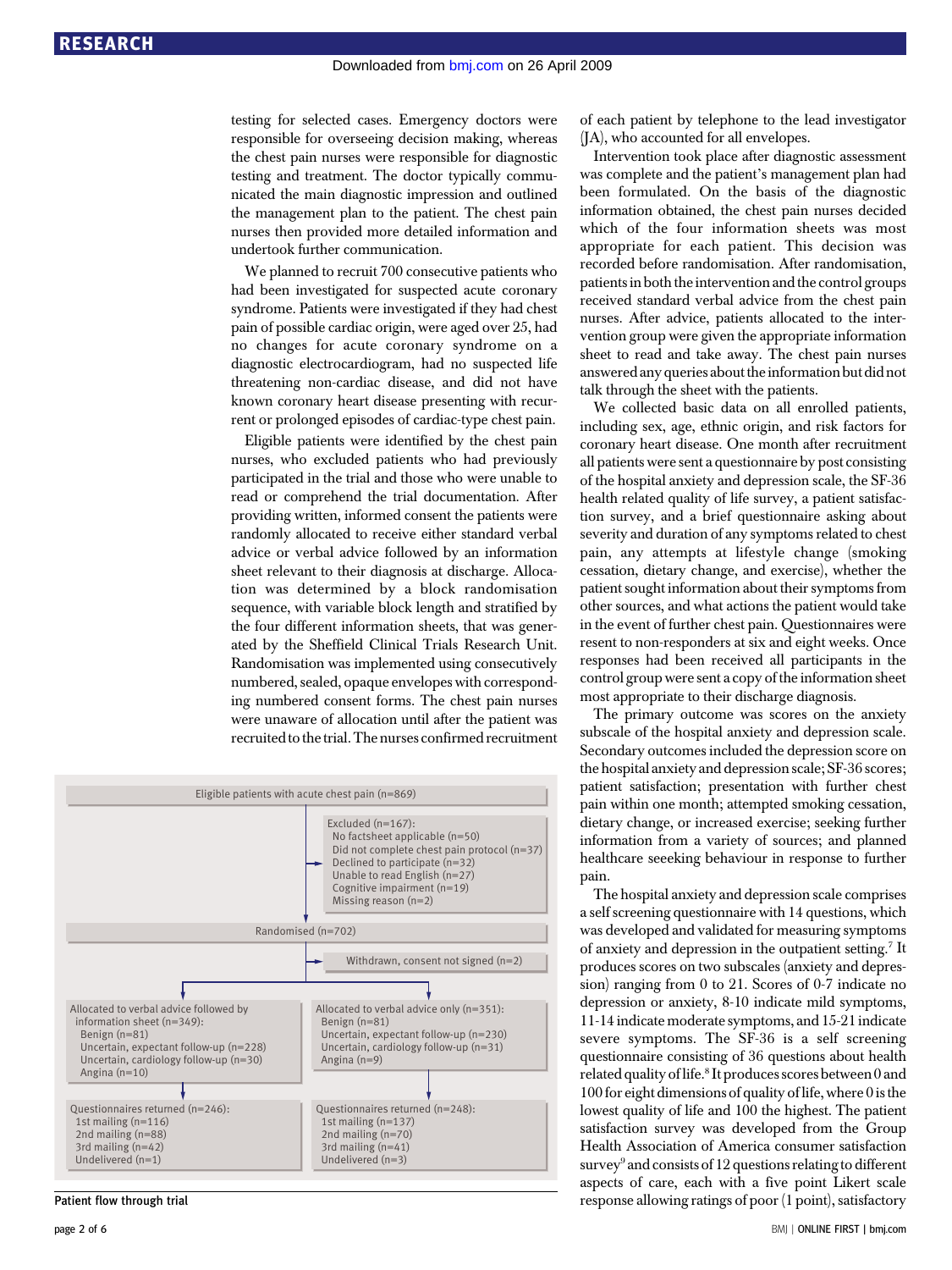testing for selected cases. Emergency doctors were responsible for overseeing decision making, whereas the chest pain nurses were responsible for diagnostic testing and treatment. The doctor typically communicated the main diagnostic impression and outlined the management plan to the patient. The chest pain nurses then provided more detailed information and undertook further communication.

We planned to recruit 700 consecutive patients who had been investigated for suspected acute coronary syndrome. Patients were investigated if they had chest pain of possible cardiac origin, were aged over 25, had no changes for acute coronary syndrome on a diagnostic electrocardiogram, had no suspected life threatening non-cardiac disease, and did not have known coronary heart disease presenting with recurrent or prolonged episodes of cardiac-type chest pain.

Eligible patients were identified by the chest pain nurses, who excluded patients who had previously participated in the trial and those who were unable to read or comprehend the trial documentation. After providing written, informed consent the patients were randomly allocated to receive either standard verbal advice or verbal advice followed by an information sheet relevant to their diagnosis at discharge. Allocation was determined by a block randomisation sequence, with variable block length and stratified by the four different information sheets, that was generated by the Sheffield Clinical Trials Research Unit. Randomisation was implemented using consecutively numbered, sealed, opaque envelopes with corresponding numbered consent forms. The chest pain nurses were unaware of allocation until after the patient was recruited to the trial. The nurses confirmed recruitment of each patient by telephone to the lead investigator (JA), who accounted for all envelopes.

Intervention took place after diagnostic assessment was complete and the patient's management plan had been formulated. On the basis of the diagnostic information obtained, the chest pain nurses decided which of the four information sheets was most appropriate for each patient. This decision was recorded before randomisation. After randomisation, patients in both the intervention and the control groups received standard verbal advice from the chest pain nurses. After advice, patients allocated to the intervention group were given the appropriate information sheet to read and take away. The chest pain nurses answered any queries about the information but did not talk through the sheet with the patients.

We collected basic data on all enrolled patients, including sex, age, ethnic origin, and risk factors for coronary heart disease. One month after recruitment all patients were sent a questionnaire by post consisting of the hospital anxiety and depression scale, the SF-36 health related quality of life survey, a patient satisfaction survey, and a brief questionnaire asking about severity and duration of any symptoms related to chest pain, any attempts at lifestyle change (smoking cessation, dietary change, and exercise), whether the patient sought information about their symptoms from other sources, and what actions the patient would take in the event of further chest pain. Questionnaires were resent to non-responders at six and eight weeks. Once responses had been received all participants in the control group were sent a copy of the information sheet most appropriate to their discharge diagnosis.

The primary outcome was scores on the anxiety subscale of the hospital anxiety and depression scale. Secondary outcomes included the depression score on the hospital anxiety and depression scale; SF-36 scores; patient satisfaction; presentation with further chest pain within one month; attempted smoking cessation, dietary change, or increased exercise; seeking further information from a variety of sources; and planned healthcare seeking behaviour in response to further pain.

The hospital anxiety and depression scale comprises a self screening questionnaire with 14 questions, which was developed and validated for measuring symptoms of anxiety and depression in the outpatient setting.[7] It produces scores on two subscales (anxiety and depression) ranging from 0 to 21. Scores of 0-7 indicate no depression or anxiety, 8-10 indicate mild symptoms, 11-14 indicate moderate symptoms, and 15-21 indicate severe symptoms. The SF-36 is a self screening questionnaire consisting of 36 questions about health related quality of life.[8] It produces scores between 0 and 100 for eight dimensions of quality of life, where 0 is the lowest quality of life and 100 the highest. The patient satisfaction survey was developed from the Group Health Association of America consumer satisfaction survey[9] and consists of 12 questions relating to different aspects of care, each with a five point Likert scale response allowing ratings of poor (1 point), satisfactory

Eligible patients with acute chest pain (n=869)

Excluded (n=167):
- No factsheet applicable (n=50)
- Did not complete chest pain protocol (n=37)
- Declined to participate (n=32)
- Unable to read English (n=27)
- Cognitive impairment (n=19)
- Missing reason (n=2)

Randomised (n=702)

Withdrawn, consent not signed (n=2)

Allocated to verbal advice followed by information sheet (n=349):
- Benign (n=81)
- Uncertain, expectant follow-up (n=228)
- Uncertain, cardiology follow-up (n=30)
- Angina (n=10)

Allocated to verbal advice only (n=351):
- Benign (n=81)
- Uncertain, expectant follow-up (n=230)
- Uncertain, cardiology follow-up (n=31)
- Angina (n=9)

Questionnaires returned (n=246):
- 1st mailing (n=116)
- 2nd mailing (n=88)
- 3rd mailing (n=42)
- Undelivered (n=1)

Questionnaires returned (n=248):
- 1st mailing (n=137)
- 2nd mailing (n=70)
- 3rd mailing (n=41)
- Undelivered (n=3)

Patient flow through trial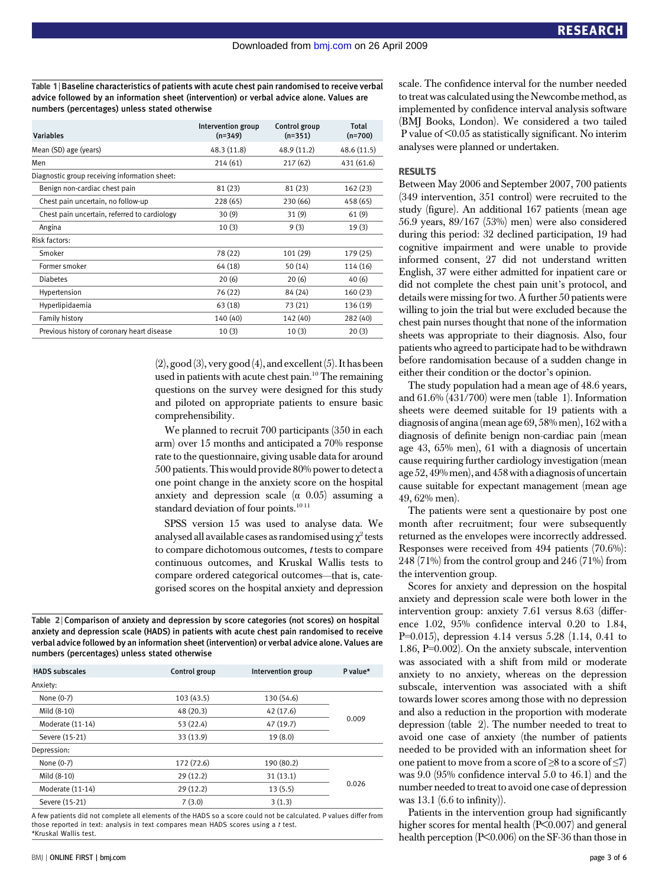**Table 1 | Baseline characteristics of patients with acute chest pain randomised to receive verbal advice followed by an information sheet (intervention) or verbal advice alone. Values are numbers (percentages) unless stated otherwise**

| Variables | Intervention group (n=349) | Control group (n=351) | Total (n=700) |
|---|---|---|---|
| Mean (SD) age (years) | 48.3 (11.8) | 48.9 (11.2) | 48.6 (11.5) |
| Men | 214 (61) | 217 (62) | 431 (61.6) |
| Diagnostic group receiving information sheet: | | | |
| Benign non-cardiac chest pain | 81 (23) | 81 (23) | 162 (23) |
| Chest pain uncertain, no follow-up | 228 (65) | 230 (66) | 458 (65) |
| Chest pain uncertain, referred to cardiology | 30 (9) | 31 (9) | 61 (9) |
| Angina | 10 (3) | 9 (3) | 19 (3) |
| Risk factors: | | | |
| Smoker | 78 (22) | 101 (29) | 179 (25) |
| Former smoker | 64 (18) | 50 (14) | 114 (16) |
| Diabetes | 20 (6) | 20 (6) | 40 (6) |
| Hypertension | 76 (22) | 84 (24) | 160 (23) |
| Hyperlipidaemia | 63 (18) | 73 (21) | 136 (19) |
| Family history | 140 (40) | 142 (40) | 282 (40) |
| Previous history of coronary heart disease | 10 (3) | 10 (3) | 20 (3) |

(2), good (3), very good (4), and excellent (5). It has been used in patients with acute chest pain.[10] The remaining questions on the survey were designed for this study and piloted on appropriate patients to ensure basic comprehensibility.

We planned to recruit 700 participants (350 in each arm) over 15 months and anticipated a 70% response rate to the questionnaire, giving usable data for around 500 patients. This would provide 80% power to detect a one point change in the anxiety score on the hospital anxiety and depression scale (α 0.05) assuming a standard deviation of four points.[10 11]

SPSS version 15 was used to analyse data. We analysed all available cases as randomised using $\chi^2$ tests to compare dichotomous outcomes, *t* tests to compare continuous outcomes, and Kruskal Wallis tests to compare ordered categorical outcomes—that is, categorised scores on the hospital anxiety and depression scale. The confidence interval for the number needed to treat was calculated using the Newcombe method, as implemented by confidence interval analysis software (BMJ Books, London). We considered a two tailed P value of <0.05 as statistically significant. No interim analyses were planned or undertaken.

**Table 2 | Comparison of anxiety and depression by score categories (not scores) on hospital anxiety and depression scale (HADS) in patients with acute chest pain randomised to receive verbal advice followed by an information sheet (intervention) or verbal advice alone. Values are numbers (percentages) unless stated otherwise**

| HADS subscales | Control group | Intervention group | P value* |
|---|---|---|---|
| Anxiety: | | | |
| None (0-7) | 103 (43.5) | 130 (54.6) | 0.009 |
| Mild (8-10) | 48 (20.3) | 42 (17.6) | |
| Moderate (11-14) | 53 (22.4) | 47 (19.7) | |
| Severe (15-21) | 33 (13.9) | 19 (8.0) | |
| Depression: | | | |
| None (0-7) | 172 (72.6) | 190 (80.2) | 0.026 |
| Mild (8-10) | 29 (12.2) | 31 (13.1) | |
| Moderate (11-14) | 29 (12.2) | 13 (5.5) | |
| Severe (15-21) | 7 (3.0) | 3 (1.3) | |

A few patients did not complete all elements of the HADS so a score could not be calculated. P values differ from those reported in text: analysis in text compares mean HADS scores using a *t* test.
*Kruskal Wallis test.

## RESULTS

Between May 2006 and September 2007, 700 patients (349 intervention, 351 control) were recruited to the study (figure). An additional 167 patients (mean age 56.9 years, 89/167 (53%) men) were also considered during this period: 32 declined participation, 19 had cognitive impairment and were unable to provide informed consent, 27 did not understand written English, 37 were either admitted for inpatient care or did not complete the chest pain unit's protocol, and details were missing for two. A further 50 patients were willing to join the trial but were excluded because the chest pain nurses thought that none of the information sheets was appropriate to their diagnosis. Also, four patients who agreed to participate had to be withdrawn before randomisation because of a sudden change in either their condition or the doctor's opinion.

The study population had a mean age of 48.6 years, and 61.6% (431/700) were men (table 1). Information sheets were deemed suitable for 19 patients with a diagnosis of angina (mean age 69, 58% men), 162 with a diagnosis of definite benign non-cardiac pain (mean age 43, 65% men), 61 with a diagnosis of uncertain cause requiring further cardiology investigation (mean age 52, 49% men), and 458 with a diagnosis of uncertain cause suitable for expectant management (mean age 49, 62% men).

The patients were sent a questionaire by post one month after recruitment; four were subsequently returned as the envelopes were incorrectly addressed. Responses were received from 494 patients (70.6%): 248 (71%) from the control group and 246 (71%) from the intervention group.

Scores for anxiety and depression on the hospital anxiety and depression scale were both lower in the intervention group: anxiety 7.61 versus 8.63 (difference 1.02, 95% confidence interval 0.20 to 1.84, P=0.015), depression 4.14 versus 5.28 (1.14, 0.41 to 1.86, P=0.002). On the anxiety subscale, intervention was associated with a shift from mild or moderate anxiety to no anxiety, whereas on the depression subscale, intervention was associated with a shift towards lower scores among those with no depression and also a reduction in the proportion with moderate depression (table 2). The number needed to treat to avoid one case of anxiety (the number of patients needed to be provided with an information sheet for one patient to move from a score of ≥8 to a score of ≤7) was 9.0 (95% confidence interval 5.0 to 46.1) and the number needed to treat to avoid one case of depression was 13.1 (6.6 to infinity)).

Patients in the intervention group had significantly higher scores for mental health (P<0.007) and general health perception (P<0.006) on the SF-36 than those in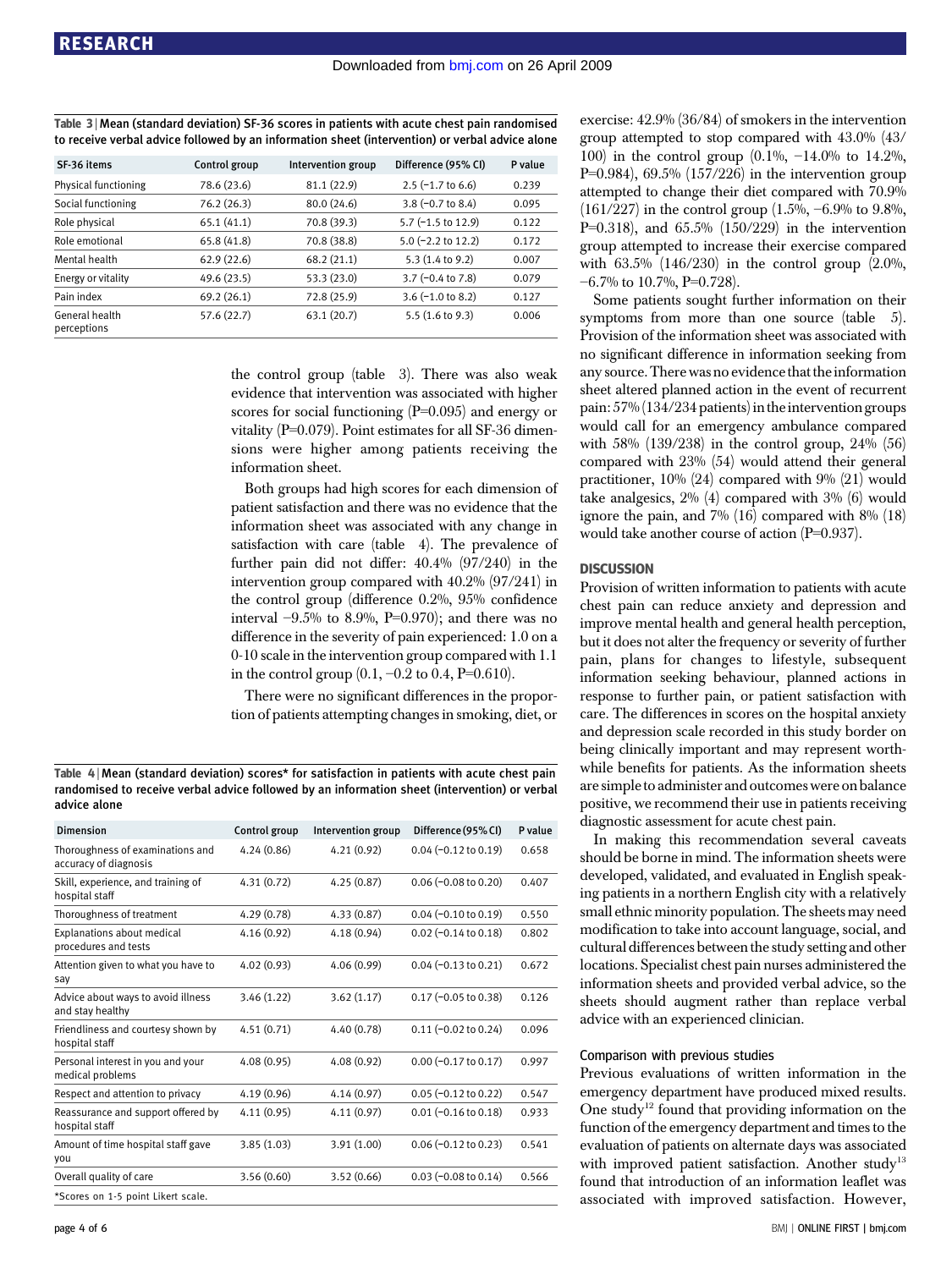Table 3 | Mean (standard deviation) SF-36 scores in patients with acute chest pain randomised to receive verbal advice followed by an information sheet (intervention) or verbal advice alone

| SF-36 items | Control group | Intervention group | Difference (95% CI) | P value |
|---|---|---|---|---|
| Physical functioning | 78.6 (23.6) | 81.1 (22.9) | 2.5 (−1.7 to 6.6) | 0.239 |
| Social functioning | 76.2 (26.3) | 80.0 (24.6) | 3.8 (−0.7 to 8.4) | 0.095 |
| Role physical | 65.1 (41.1) | 70.8 (39.3) | 5.7 (−1.5 to 12.9) | 0.122 |
| Role emotional | 65.8 (41.8) | 70.8 (38.8) | 5.0 (−2.2 to 12.2) | 0.172 |
| Mental health | 62.9 (22.6) | 68.2 (21.1) | 5.3 (1.4 to 9.2) | 0.007 |
| Energy or vitality | 49.6 (23.5) | 53.3 (23.0) | 3.7 (−0.4 to 7.8) | 0.079 |
| Pain index | 69.2 (26.1) | 72.8 (25.9) | 3.6 (−1.0 to 8.2) | 0.127 |
| General health perceptions | 57.6 (22.7) | 63.1 (20.7) | 5.5 (1.6 to 9.3) | 0.006 |

the control group (table 3). There was also weak evidence that intervention was associated with higher scores for social functioning (P=0.095) and energy or vitality (P=0.079). Point estimates for all SF-36 dimensions were higher among patients receiving the information sheet.

Both groups had high scores for each dimension of patient satisfaction and there was no evidence that the information sheet was associated with any change in satisfaction with care (table 4). The prevalence of further pain did not differ: 40.4% (97/240) in the intervention group compared with 40.2% (97/241) in the control group (difference 0.2%, 95% confidence interval −9.5% to 8.9%, P=0.970); and there was no difference in the severity of pain experienced: 1.0 on a 0-10 scale in the intervention group compared with 1.1 in the control group (0.1, −0.2 to 0.4, P=0.610).

There were no significant differences in the proportion of patients attempting changes in smoking, diet, or exercise: 42.9% (36/84) of smokers in the intervention group attempted to stop compared with 43.0% (43/100) in the control group (0.1%, −14.0% to 14.2%, P=0.984), 69.5% (157/226) in the intervention group attempted to change their diet compared with 70.9% (161/227) in the control group (1.5%, −6.9% to 9.8%, P=0.318), and 65.5% (150/229) in the intervention group attempted to increase their exercise compared with 63.5% (146/230) in the control group (2.0%, −6.7% to 10.7%, P=0.728).

Some patients sought further information on their symptoms from more than one source (table 5). Provision of the information sheet was associated with no significant difference in information seeking from any source. There was no evidence that the information sheet altered planned action in the event of recurrent pain: 57% (134/234 patients) in the intervention groups would call for an emergency ambulance compared with 58% (139/238) in the control group, 24% (56) compared with 23% (54) would attend their general practitioner, 10% (24) compared with 9% (21) would take analgesics, 2% (4) compared with 3% (6) would ignore the pain, and 7% (16) compared with 8% (18) would take another course of action (P=0.937).

Table 4 | Mean (standard deviation) scores* for satisfaction in patients with acute chest pain randomised to receive verbal advice followed by an information sheet (intervention) or verbal advice alone

| Dimension | Control group | Intervention group | Difference (95% CI) | P value |
|---|---|---|---|---|
| Thoroughness of examinations and accuracy of diagnosis | 4.24 (0.86) | 4.21 (0.92) | 0.04 (−0.12 to 0.19) | 0.658 |
| Skill, experience, and training of hospital staff | 4.31 (0.72) | 4.25 (0.87) | 0.06 (−0.08 to 0.20) | 0.407 |
| Thoroughness of treatment | 4.29 (0.78) | 4.33 (0.87) | 0.04 (−0.10 to 0.19) | 0.550 |
| Explanations about medical procedures and tests | 4.16 (0.92) | 4.18 (0.94) | 0.02 (−0.14 to 0.18) | 0.802 |
| Attention given to what you have to say | 4.02 (0.93) | 4.06 (0.99) | 0.04 (−0.13 to 0.21) | 0.672 |
| Advice about ways to avoid illness and stay healthy | 3.46 (1.22) | 3.62 (1.17) | 0.17 (−0.05 to 0.38) | 0.126 |
| Friendliness and courtesy shown by hospital staff | 4.51 (0.71) | 4.40 (0.78) | 0.11 (−0.02 to 0.24) | 0.096 |
| Personal interest in you and your medical problems | 4.08 (0.95) | 4.08 (0.92) | 0.00 (−0.17 to 0.17) | 0.997 |
| Respect and attention to privacy | 4.19 (0.96) | 4.14 (0.97) | 0.05 (−0.12 to 0.22) | 0.547 |
| Reassurance and support offered by hospital staff | 4.11 (0.95) | 4.11 (0.97) | 0.01 (−0.16 to 0.18) | 0.933 |
| Amount of time hospital staff gave you | 3.85 (1.03) | 3.91 (1.00) | 0.06 (−0.12 to 0.23) | 0.541 |
| Overall quality of care | 3.56 (0.60) | 3.52 (0.66) | 0.03 (−0.08 to 0.14) | 0.566 |

*Scores on 1-5 point Likert scale.

## DISCUSSION

Provision of written information to patients with acute chest pain can reduce anxiety and depression and improve mental health and general health perception, but it does not alter the frequency or severity of further pain, plans for changes to lifestyle, subsequent information seeking behaviour, planned actions in response to further pain, or patient satisfaction with care. The differences in scores on the hospital anxiety and depression scale recorded in this study border on being clinically important and may represent worthwhile benefits for patients. As the information sheets are simple to administer and outcomes were on balance positive, we recommend their use in patients receiving diagnostic assessment for acute chest pain.

In making this recommendation several caveats should be borne in mind. The information sheets were developed, validated, and evaluated in English speaking patients in a northern English city with a relatively small ethnic minority population. The sheets may need modification to take into account language, social, and cultural differences between the study setting and other locations. Specialist chest pain nurses administered the information sheets and provided verbal advice, so the sheets should augment rather than replace verbal advice with an experienced clinician.

### Comparison with previous studies

Previous evaluations of written information in the emergency department have produced mixed results. One study[12] found that providing information on the function of the emergency department and times to the evaluation of patients on alternate days was associated with improved patient satisfaction. Another study[13] found that introduction of an information leaflet was associated with improved satisfaction. However,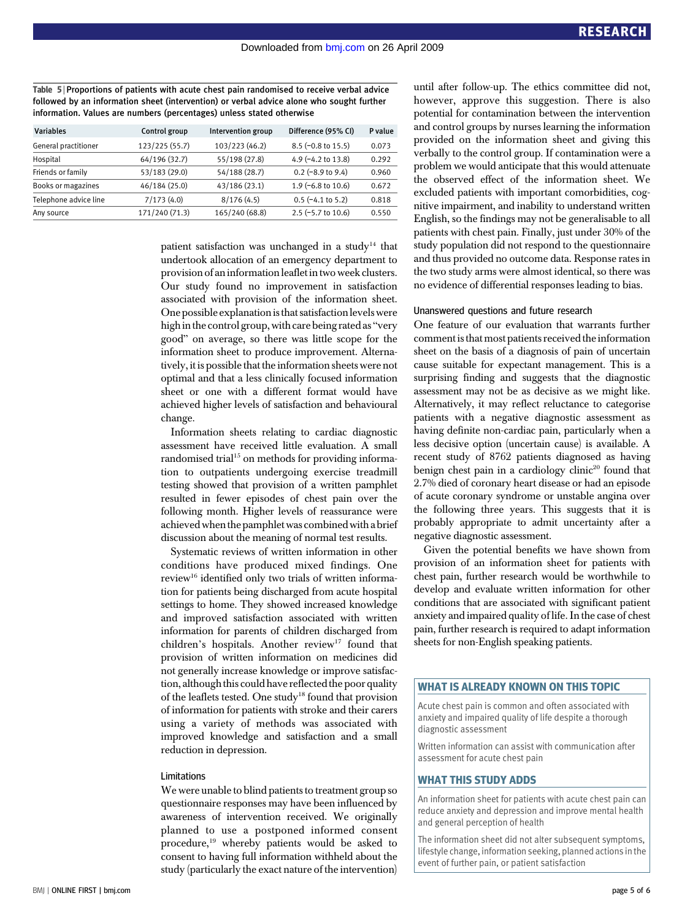Table 5 | Proportions of patients with acute chest pain randomised to receive verbal advice followed by an information sheet (intervention) or verbal advice alone who sought further information. Values are numbers (percentages) unless stated otherwise

| Variables | Control group | Intervention group | Difference (95% CI) | P value |
|---|---|---|---|---|
| General practitioner | 123/225 (55.7) | 103/223 (46.2) | 8.5 (−0.8 to 15.5) | 0.073 |
| Hospital | 64/196 (32.7) | 55/198 (27.8) | 4.9 (−4.2 to 13.8) | 0.292 |
| Friends or family | 53/183 (29.0) | 54/188 (28.7) | 0.2 (−8.9 to 9.4) | 0.960 |
| Books or magazines | 46/184 (25.0) | 43/186 (23.1) | 1.9 (−6.8 to 10.6) | 0.672 |
| Telephone advice line | 7/173 (4.0) | 8/176 (4.5) | 0.5 (−4.1 to 5.2) | 0.818 |
| Any source | 171/240 (71.3) | 165/240 (68.8) | 2.5 (−5.7 to 10.6) | 0.550 |

patient satisfaction was unchanged in a study[14] that undertook allocation of an emergency department to provision of an information leaflet in two week clusters. Our study found no improvement in satisfaction associated with provision of the information sheet. One possible explanation is that satisfaction levels were high in the control group, with care being rated as "very good" on average, so there was little scope for the information sheet to produce improvement. Alternatively, it is possible that the information sheets were not optimal and that a less clinically focused information sheet or one with a different format would have achieved higher levels of satisfaction and behavioural change.

Information sheets relating to cardiac diagnostic assessment have received little evaluation. A small randomised trial[15] on methods for providing information to outpatients undergoing exercise treadmill testing showed that provision of a written pamphlet resulted in fewer episodes of chest pain over the following month. Higher levels of reassurance were achieved when the pamphlet was combined with a brief discussion about the meaning of normal test results.

Systematic reviews of written information in other conditions have produced mixed findings. One review[16] identified only two trials of written information for patients being discharged from acute hospital settings to home. They showed increased knowledge and improved satisfaction associated with written information for parents of children discharged from children's hospitals. Another review[17] found that provision of written information on medicines did not generally increase knowledge or improve satisfaction, although this could have reflected the poor quality of the leaflets tested. One study[18] found that provision of information for patients with stroke and their carers using a variety of methods was associated with improved knowledge and satisfaction and a small reduction in depression.

### Limitations

We were unable to blind patients to treatment group so questionnaire responses may have been influenced by awareness of intervention received. We originally planned to use a postponed informed consent procedure,[19] whereby patients would be asked to consent to having full information withheld about the study (particularly the exact nature of the intervention) until after follow-up. The ethics committee did not, however, approve this suggestion. There is also potential for contamination between the intervention and control groups by nurses learning the information provided on the information sheet and giving this verbally to the control group. If contamination were a problem we would anticipate that this would attenuate the observed effect of the information sheet. We excluded patients with important comorbidities, cognitive impairment, and inability to understand written English, so the findings may not be generalisable to all patients with chest pain. Finally, just under 30% of the study population did not respond to the questionnaire and thus provided no outcome data. Response rates in the two study arms were almost identical, so there was no evidence of differential responses leading to bias.

### Unanswered questions and future research

One feature of our evaluation that warrants further comment is that most patients received the information sheet on the basis of a diagnosis of pain of uncertain cause suitable for expectant management. This is a surprising finding and suggests that the diagnostic assessment may not be as decisive as we might like. Alternatively, it may reflect reluctance to categorise patients with a negative diagnostic assessment as having definite non-cardiac pain, particularly when a less decisive option (uncertain cause) is available. A recent study of 8762 patients diagnosed as having benign chest pain in a cardiology clinic[20] found that 2.7% died of coronary heart disease or had an episode of acute coronary syndrome or unstable angina over the following three years. This suggests that it is probably appropriate to admit uncertainty after a negative diagnostic assessment.

Given the potential benefits we have shown from provision of an information sheet for patients with chest pain, further research would be worthwhile to develop and evaluate written information for other conditions that are associated with significant patient anxiety and impaired quality of life. In the case of chest pain, further research is required to adapt information sheets for non-English speaking patients.

#### WHAT IS ALREADY KNOWN ON THIS TOPIC

Acute chest pain is common and often associated with anxiety and impaired quality of life despite a thorough diagnostic assessment

Written information can assist with communication after assessment for acute chest pain

#### WHAT THIS STUDY ADDS

An information sheet for patients with acute chest pain can reduce anxiety and depression and improve mental health and general perception of health

The information sheet did not alter subsequent symptoms, lifestyle change, information seeking, planned actions in the event of further pain, or patient satisfaction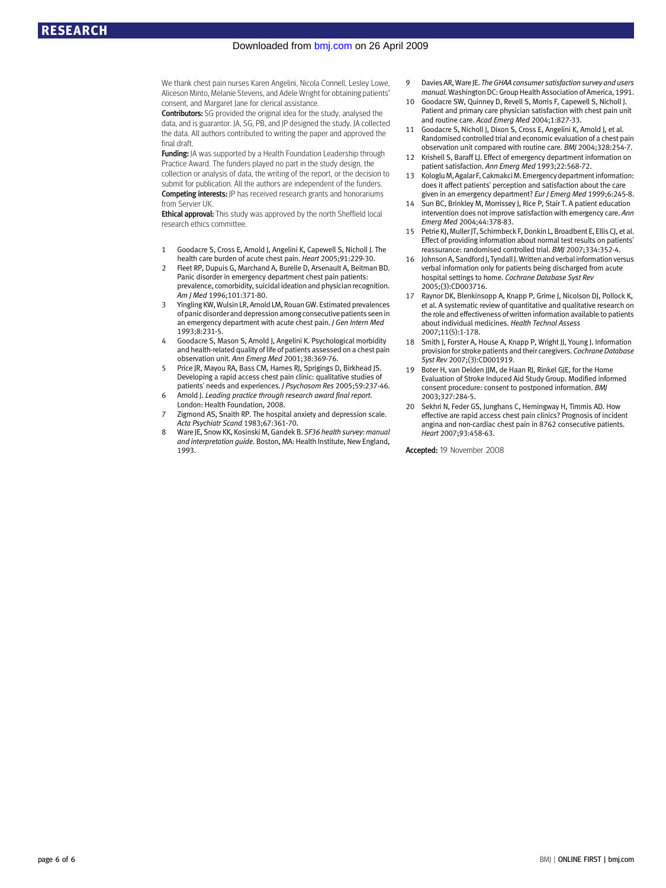We thank chest pain nurses Karen Angelini, Nicola Connell, Lesley Lowe, Aliceson Minto, Melanie Stevens, and Adele Wright for obtaining patients' consent, and Margaret Jane for clerical assistance.

**Contributors:** SG provided the original idea for the study, analysed the data, and is guarantor. JA, SG, PB, and JP designed the study. JA collected the data. All authors contributed to writing the paper and approved the final draft.

**Funding:** JA was supported by a Health Foundation Leadership through Practice Award. The funders played no part in the study design, the collection or analysis of data, the writing of the report, or the decision to submit for publication. All the authors are independent of the funders.

**Competing interests:** JP has received research grants and honorariums from Servier UK.

**Ethical approval:** This study was approved by the north Sheffield local research ethics committee.

1. Goodacre S, Cross E, Arnold J, Angelini K, Capewell S, Nicholl J. The health care burden of acute chest pain. *Heart* 2005;91:229-30.
2. Fleet RP, Dupuis G, Marchand A, Burelle D, Arsenault A, Beitman BD. Panic disorder in emergency department chest pain patients: prevalence, comorbidity, suicidal ideation and physician recognition. *Am J Med* 1996;101:371-80.
3. Yingling KW, Wulsin LR, Arnold LM, Rouan GW. Estimated prevalences of panic disorder and depression among consecutive patients seen in an emergency department with acute chest pain. *J Gen Intern Med* 1993;8:231-5.
4. Goodacre S, Mason S, Arnold J, Angelini K. Psychological morbidity and health-related quality of life of patients assessed on a chest pain observation unit. *Ann Emerg Med* 2001;38:369-76.
5. Price JR, Mayou RA, Bass CM, Hames RJ, Sprigings D, Birkhead JS. Developing a rapid access chest pain clinic: qualitative studies of patients' needs and experiences. *J Psychosom Res* 2005;59:237-46.
6. Arnold J. *Leading practice through research award final report*. London: Health Foundation, 2008.
7. Zigmond AS, Snaith RP. The hospital anxiety and depression scale. *Acta Psychiatr Scand* 1983;67:361-70.
8. Ware JE, Snow KK, Kosinski M, Gandek B. *SF36 health survey: manual and interpretation guide*. Boston, MA: Health Institute, New England, 1993.
9. Davies AR, Ware JE. *The GHAA consumer satisfaction survey and users manual*. Washington DC: Group Health Association of America, 1991.
10. Goodacre SW, Quinney D, Revell S, Morris F, Capewell S, Nicholl J. Patient and primary care physician satisfaction with chest pain unit and routine care. *Acad Emerg Med* 2004;1:827-33.
11. Goodacre S, Nicholl J, Dixon S, Cross E, Angelini K, Arnold J, et al. Randomised controlled trial and economic evaluation of a chest pain observation unit compared with routine care. *BMJ* 2004;328:254-7.
12. Krishell S, Baraff LJ. Effect of emergency department information on patient satisfaction. *Ann Emerg Med* 1993;22:568-72.
13. Kologlu M, Agalar F, Cakmakci M. Emergency department information: does it affect patients' perception and satisfaction about the care given in an emergency department? *Eur J Emerg Med* 1999;6:245-8.
14. Sun BC, Brinkley M, Morrissey J, Rice P, Stair T. A patient education intervention does not improve satisfaction with emergency care. *Ann Emerg Med* 2004;44:378-83.
15. Petrie KJ, Muller JT, Schirmbeck F, Donkin L, Broadbent E, Ellis CJ, et al. Effect of providing information about normal test results on patients' reassurance: randomised controlled trial. *BMJ* 2007;334:352-4.
16. Johnson A, Sandford J, Tyndall J. Written and verbal information versus verbal information only for patients being discharged from acute hospital settings to home. *Cochrane Database Syst Rev* 2005;(3):CD003716.
17. Raynor DK, Blenkinsopp A, Knapp P, Grime J, Nicolson DJ, Pollock K, et al. A systematic review of quantitative and qualitative research on the role and effectiveness of written information available to patients about individual medicines. *Health Technol Assess* 2007;11(5):1-178.
18. Smith J, Forster A, House A, Knapp P, Wright JJ, Young J. Information provision for stroke patients and their caregivers. *Cochrane Database Syst Rev* 2007;(3):CD001919.
19. Boter H, van Delden JJM, de Haan RJ, Rinkel GJE, for the Home Evaluation of Stroke Induced Aid Study Group. Modified informed consent procedure: consent to postponed information. *BMJ* 2003;327:284-5.
20. Sekhri N, Feder GS, Junghans C, Hemingway H, Timmis AD. How effective are rapid access chest pain clinics? Prognosis of incident angina and non-cardiac chest pain in 8762 consecutive patients. *Heart* 2007;93:458-63.

**Accepted:** 19 November 2008